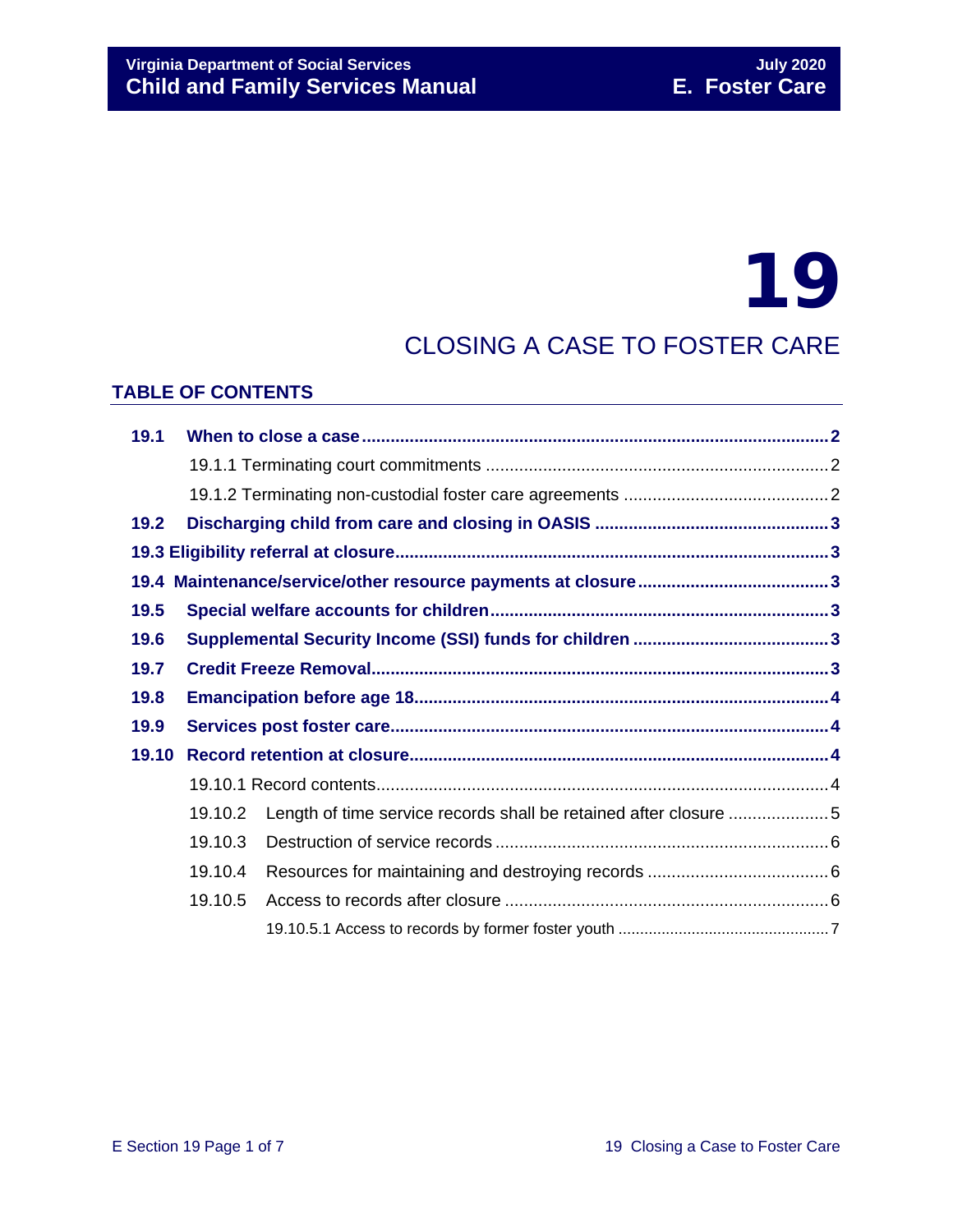# 19

## CLOSING A CASE TO FOSTER CARE

### TABLE OF CONTENTS

**19.1 When to close a case** ..... 2

- 19.1.1 Terminating court commitments ..... 2
- 19.1.2 Terminating non-custodial foster care agreements ..... 2

**19.2 Discharging child from care and closing in OASIS** ..... 3

**19.3 Eligibility referral at closure** ..... 3

**19.4 Maintenance/service/other resource payments at closure** ..... 3

**19.5 Special welfare accounts for children** ..... 3

**19.6 Supplemental Security Income (SSI) funds for children** ..... 3

**19.7 Credit Freeze Removal** ..... 3

**19.8 Emancipation before age 18** ..... 4

**19.9 Services post foster care** ..... 4

**19.10 Record retention at closure** ..... 4

- 19.10.1 Record contents ..... 4
- 19.10.2 Length of time service records shall be retained after closure ..... 5
- 19.10.3 Destruction of service records ..... 6
- 19.10.4 Resources for maintaining and destroying records ..... 6
- 19.10.5 Access to records after closure ..... 6
  - 19.10.5.1 Access to records by former foster youth ..... 7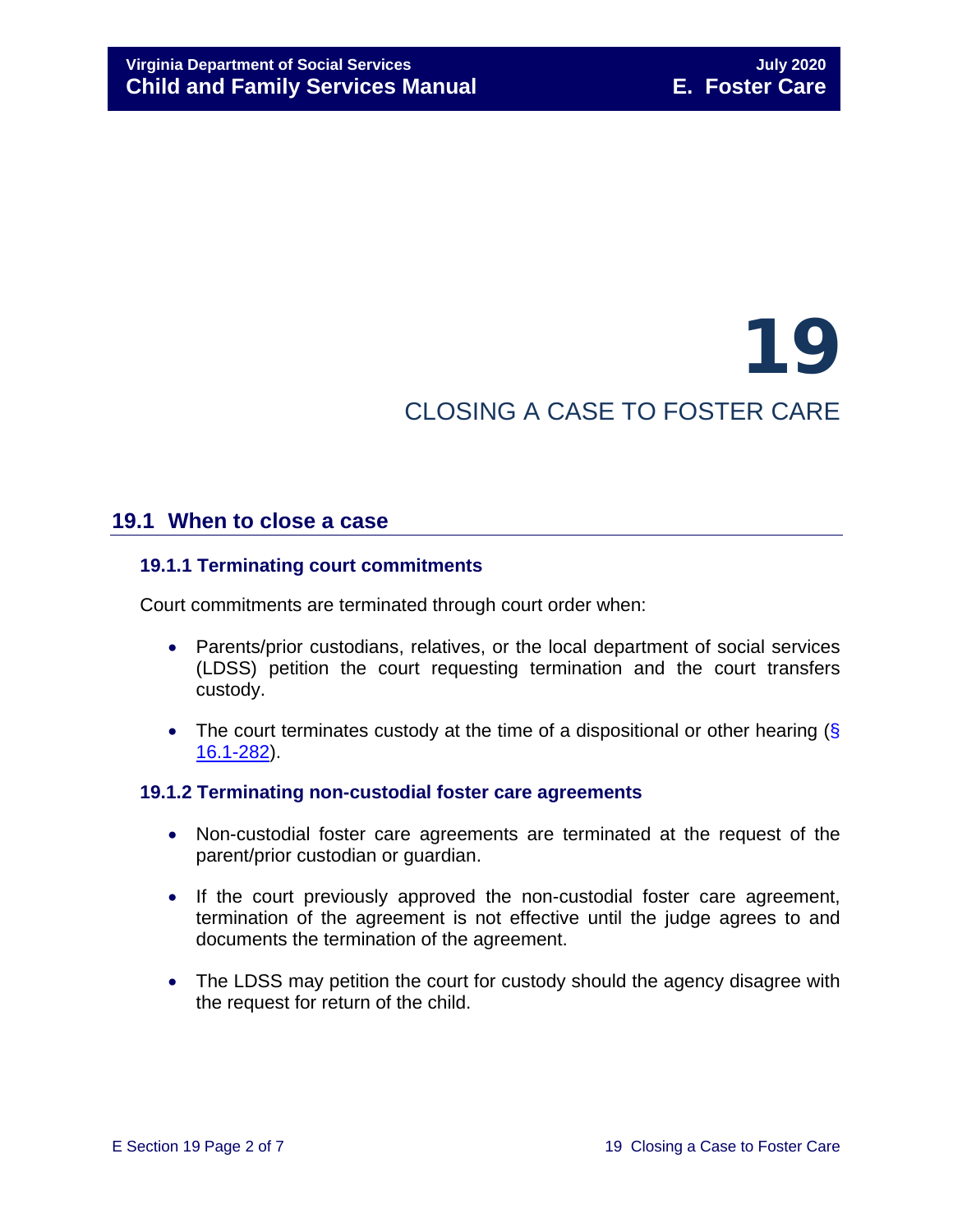# 19

# CLOSING A CASE TO FOSTER CARE

## 19.1 When to close a case

### 19.1.1 Terminating court commitments

Court commitments are terminated through court order when:

- Parents/prior custodians, relatives, or the local department of social services (LDSS) petition the court requesting termination and the court transfers custody.
- The court terminates custody at the time of a dispositional or other hearing (§ 16.1-282).

### 19.1.2 Terminating non-custodial foster care agreements

- Non-custodial foster care agreements are terminated at the request of the parent/prior custodian or guardian.
- If the court previously approved the non-custodial foster care agreement, termination of the agreement is not effective until the judge agrees to and documents the termination of the agreement.
- The LDSS may petition the court for custody should the agency disagree with the request for return of the child.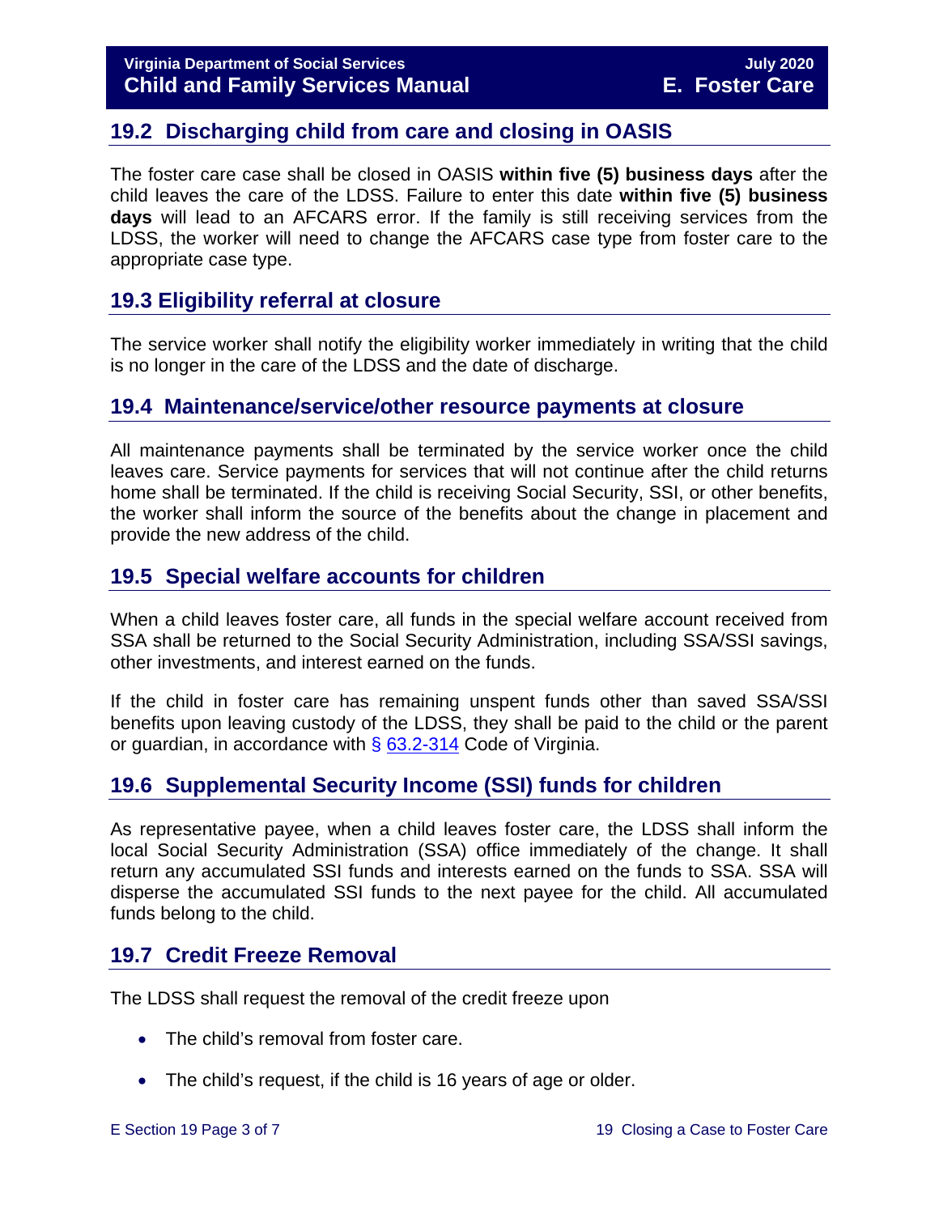## 19.2 Discharging child from care and closing in OASIS

The foster care case shall be closed in OASIS **within five (5) business days** after the child leaves the care of the LDSS. Failure to enter this date **within five (5) business days** will lead to an AFCARS error. If the family is still receiving services from the LDSS, the worker will need to change the AFCARS case type from foster care to the appropriate case type.

## 19.3 Eligibility referral at closure

The service worker shall notify the eligibility worker immediately in writing that the child is no longer in the care of the LDSS and the date of discharge.

## 19.4 Maintenance/service/other resource payments at closure

All maintenance payments shall be terminated by the service worker once the child leaves care. Service payments for services that will not continue after the child returns home shall be terminated. If the child is receiving Social Security, SSI, or other benefits, the worker shall inform the source of the benefits about the change in placement and provide the new address of the child.

## 19.5 Special welfare accounts for children

When a child leaves foster care, all funds in the special welfare account received from SSA shall be returned to the Social Security Administration, including SSA/SSI savings, other investments, and interest earned on the funds.

If the child in foster care has remaining unspent funds other than saved SSA/SSI benefits upon leaving custody of the LDSS, they shall be paid to the child or the parent or guardian, in accordance with § 63.2-314 Code of Virginia.

## 19.6 Supplemental Security Income (SSI) funds for children

As representative payee, when a child leaves foster care, the LDSS shall inform the local Social Security Administration (SSA) office immediately of the change. It shall return any accumulated SSI funds and interests earned on the funds to SSA. SSA will disperse the accumulated SSI funds to the next payee for the child. All accumulated funds belong to the child.

## 19.7 Credit Freeze Removal

The LDSS shall request the removal of the credit freeze upon

- The child's removal from foster care.
- The child's request, if the child is 16 years of age or older.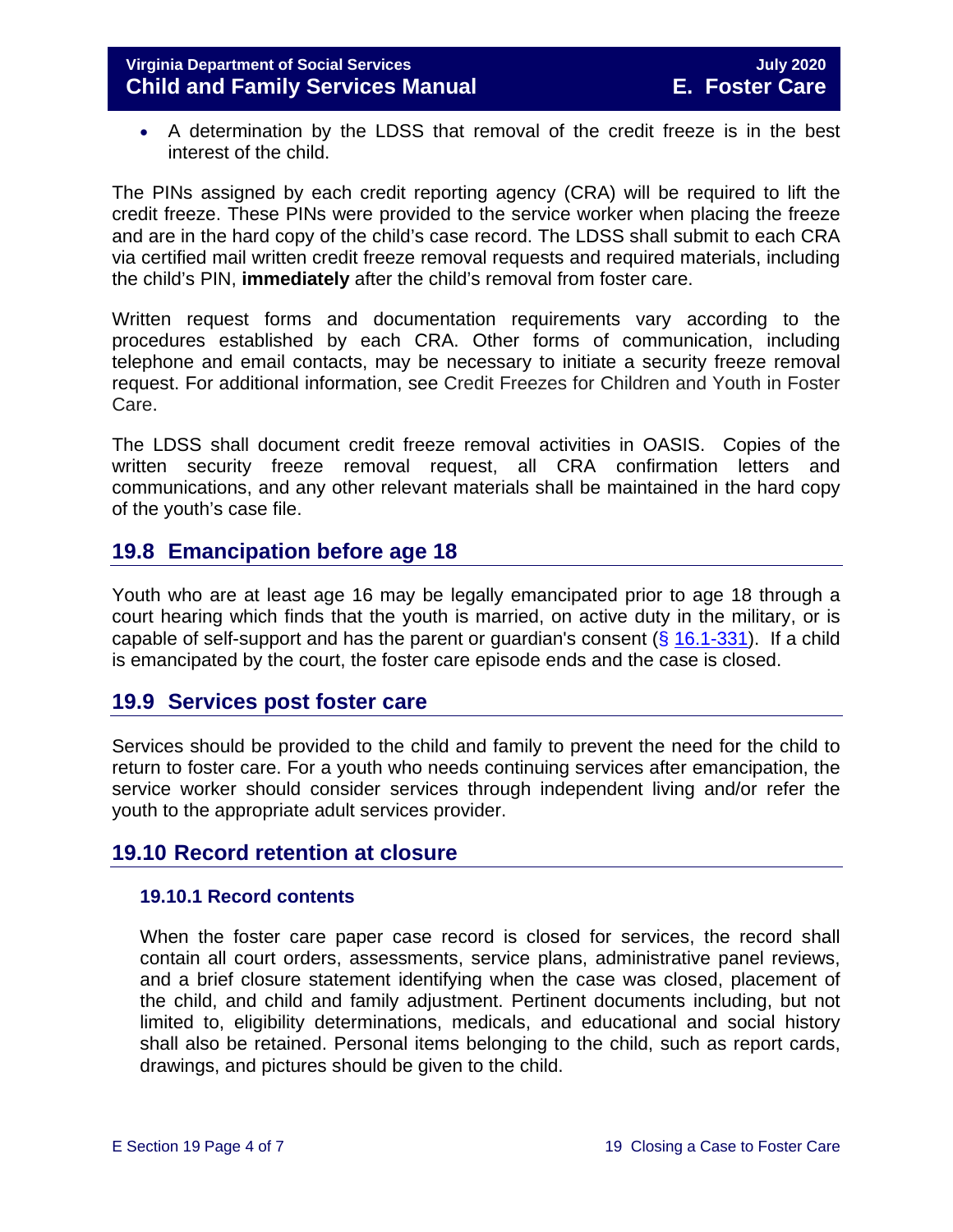- A determination by the LDSS that removal of the credit freeze is in the best interest of the child.

The PINs assigned by each credit reporting agency (CRA) will be required to lift the credit freeze. These PINs were provided to the service worker when placing the freeze and are in the hard copy of the child's case record. The LDSS shall submit to each CRA via certified mail written credit freeze removal requests and required materials, including the child's PIN, **immediately** after the child's removal from foster care.

Written request forms and documentation requirements vary according to the procedures established by each CRA. Other forms of communication, including telephone and email contacts, may be necessary to initiate a security freeze removal request. For additional information, see Credit Freezes for Children and Youth in Foster Care.

The LDSS shall document credit freeze removal activities in OASIS. Copies of the written security freeze removal request, all CRA confirmation letters and communications, and any other relevant materials shall be maintained in the hard copy of the youth's case file.

## 19.8 Emancipation before age 18

Youth who are at least age 16 may be legally emancipated prior to age 18 through a court hearing which finds that the youth is married, on active duty in the military, or is capable of self-support and has the parent or guardian's consent (§ 16.1-331). If a child is emancipated by the court, the foster care episode ends and the case is closed.

## 19.9 Services post foster care

Services should be provided to the child and family to prevent the need for the child to return to foster care. For a youth who needs continuing services after emancipation, the service worker should consider services through independent living and/or refer the youth to the appropriate adult services provider.

## 19.10 Record retention at closure

### 19.10.1 Record contents

When the foster care paper case record is closed for services, the record shall contain all court orders, assessments, service plans, administrative panel reviews, and a brief closure statement identifying when the case was closed, placement of the child, and child and family adjustment. Pertinent documents including, but not limited to, eligibility determinations, medicals, and educational and social history shall also be retained. Personal items belonging to the child, such as report cards, drawings, and pictures should be given to the child.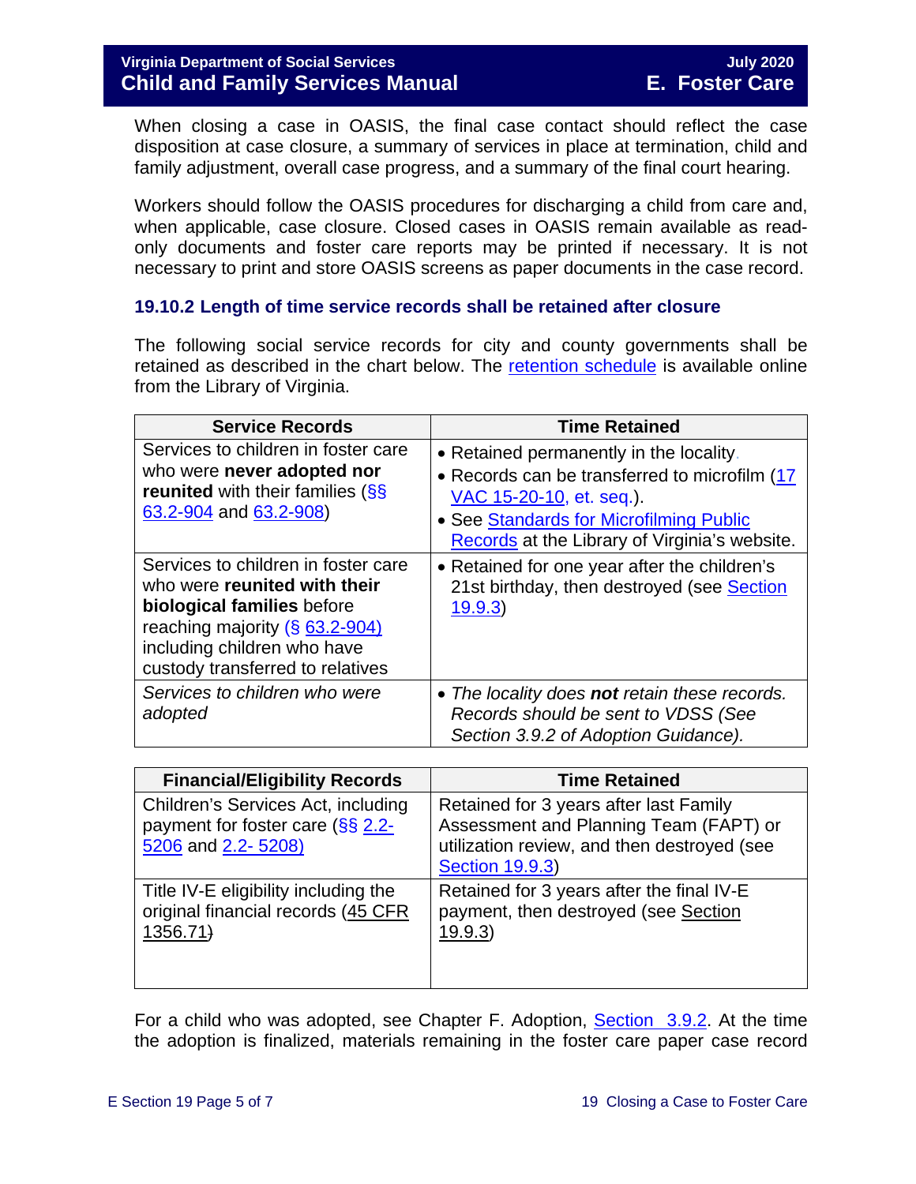When closing a case in OASIS, the final case contact should reflect the case disposition at case closure, a summary of services in place at termination, child and family adjustment, overall case progress, and a summary of the final court hearing.

Workers should follow the OASIS procedures for discharging a child from care and, when applicable, case closure. Closed cases in OASIS remain available as read-only documents and foster care reports may be printed if necessary. It is not necessary to print and store OASIS screens as paper documents in the case record.

### 19.10.2 Length of time service records shall be retained after closure

The following social service records for city and county governments shall be retained as described in the chart below. The retention schedule is available online from the Library of Virginia.

| Service Records | Time Retained |
|---|---|
| Services to children in foster care who were **never adopted nor reunited** with their families (§§ 63.2-904 and 63.2-908) | • Retained permanently in the locality. <br> • Records can be transferred to microfilm (17 VAC 15-20-10, et. seq.). <br> • See Standards for Microfilming Public Records at the Library of Virginia's website. |
| Services to children in foster care who were **reunited with their biological families** before reaching majority (§ 63.2-904) including children who have custody transferred to relatives | • Retained for one year after the children's 21st birthday, then destroyed (see Section 19.9.3) |
| *Services to children who were adopted* | • *The locality does **not** retain these records. Records should be sent to VDSS (See Section 3.9.2 of Adoption Guidance).* |

| Financial/Eligibility Records | Time Retained |
|---|---|
| Children's Services Act, including payment for foster care (§§ 2.2-5206 and 2.2- 5208) | Retained for 3 years after last Family Assessment and Planning Team (FAPT) or utilization review, and then destroyed (see Section 19.9.3) |
| Title IV-E eligibility including the original financial records (45 CFR 1356.71) | Retained for 3 years after the final IV-E payment, then destroyed (see Section 19.9.3) |

For a child who was adopted, see Chapter F. Adoption, Section 3.9.2. At the time the adoption is finalized, materials remaining in the foster care paper case record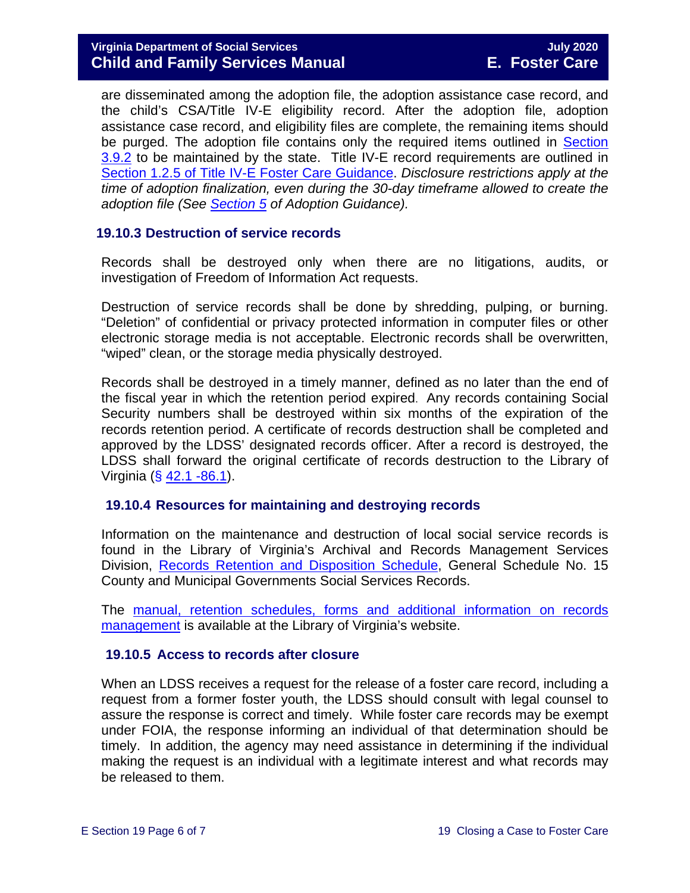are disseminated among the adoption file, the adoption assistance case record, and the child's CSA/Title IV-E eligibility record. After the adoption file, adoption assistance case record, and eligibility files are complete, the remaining items should be purged. The adoption file contains only the required items outlined in Section 3.9.2 to be maintained by the state. Title IV-E record requirements are outlined in Section 1.2.5 of Title IV-E Foster Care Guidance. *Disclosure restrictions apply at the time of adoption finalization, even during the 30-day timeframe allowed to create the adoption file (See Section 5 of Adoption Guidance).*

### 19.10.3 Destruction of service records

Records shall be destroyed only when there are no litigations, audits, or investigation of Freedom of Information Act requests.

Destruction of service records shall be done by shredding, pulping, or burning. "Deletion" of confidential or privacy protected information in computer files or other electronic storage media is not acceptable. Electronic records shall be overwritten, "wiped" clean, or the storage media physically destroyed.

Records shall be destroyed in a timely manner, defined as no later than the end of the fiscal year in which the retention period expired. Any records containing Social Security numbers shall be destroyed within six months of the expiration of the records retention period. A certificate of records destruction shall be completed and approved by the LDSS' designated records officer. After a record is destroyed, the LDSS shall forward the original certificate of records destruction to the Library of Virginia (§ 42.1 -86.1).

### 19.10.4 Resources for maintaining and destroying records

Information on the maintenance and destruction of local social service records is found in the Library of Virginia's Archival and Records Management Services Division, Records Retention and Disposition Schedule, General Schedule No. 15 County and Municipal Governments Social Services Records.

The manual, retention schedules, forms and additional information on records management is available at the Library of Virginia's website.

### 19.10.5 Access to records after closure

When an LDSS receives a request for the release of a foster care record, including a request from a former foster youth, the LDSS should consult with legal counsel to assure the response is correct and timely. While foster care records may be exempt under FOIA, the response informing an individual of that determination should be timely. In addition, the agency may need assistance in determining if the individual making the request is an individual with a legitimate interest and what records may be released to them.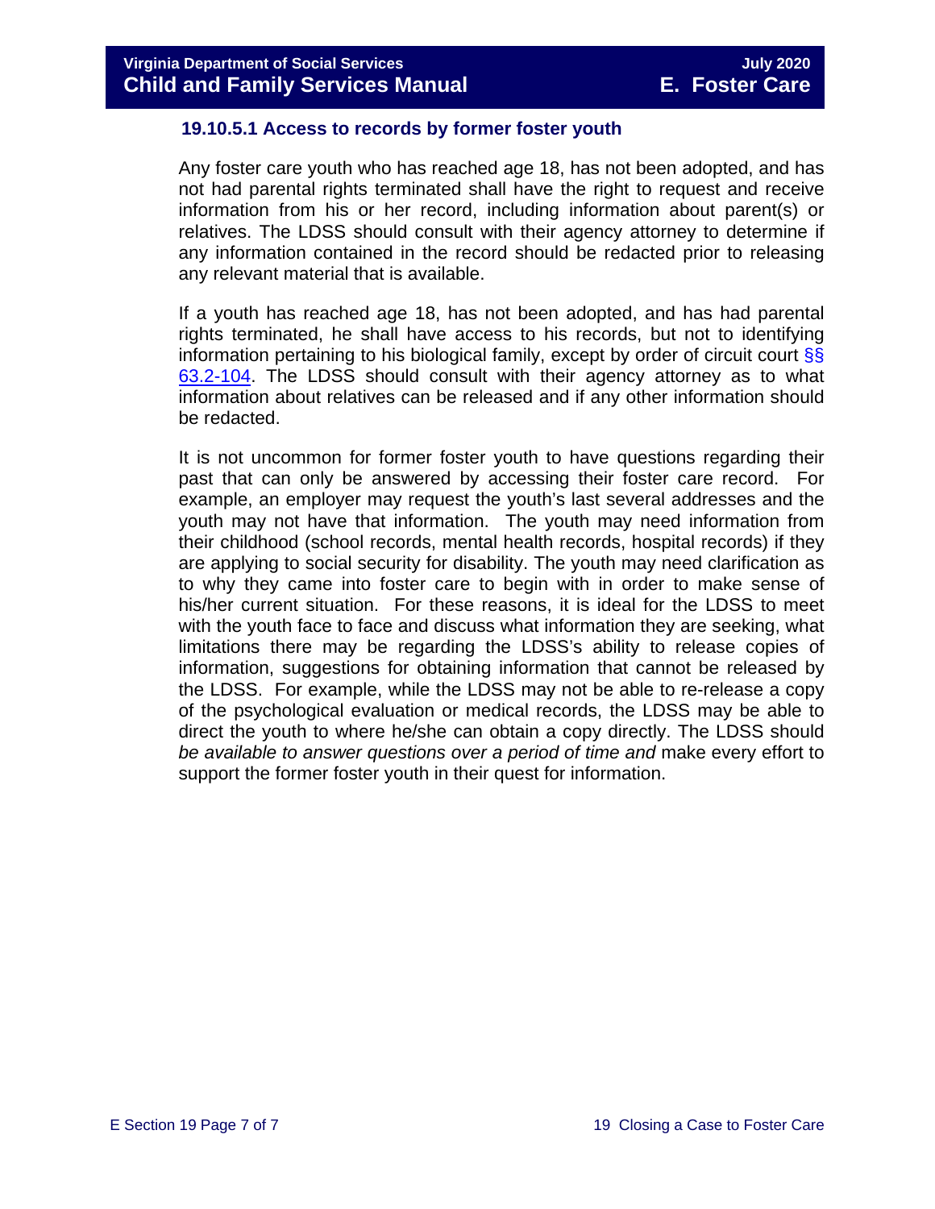### 19.10.5.1 Access to records by former foster youth

Any foster care youth who has reached age 18, has not been adopted, and has not had parental rights terminated shall have the right to request and receive information from his or her record, including information about parent(s) or relatives. The LDSS should consult with their agency attorney to determine if any information contained in the record should be redacted prior to releasing any relevant material that is available.

If a youth has reached age 18, has not been adopted, and has had parental rights terminated, he shall have access to his records, but not to identifying information pertaining to his biological family, except by order of circuit court §§ 63.2-104. The LDSS should consult with their agency attorney as to what information about relatives can be released and if any other information should be redacted.

It is not uncommon for former foster youth to have questions regarding their past that can only be answered by accessing their foster care record. For example, an employer may request the youth's last several addresses and the youth may not have that information. The youth may need information from their childhood (school records, mental health records, hospital records) if they are applying to social security for disability. The youth may need clarification as to why they came into foster care to begin with in order to make sense of his/her current situation. For these reasons, it is ideal for the LDSS to meet with the youth face to face and discuss what information they are seeking, what limitations there may be regarding the LDSS's ability to release copies of information, suggestions for obtaining information that cannot be released by the LDSS. For example, while the LDSS may not be able to re-release a copy of the psychological evaluation or medical records, the LDSS may be able to direct the youth to where he/she can obtain a copy directly. The LDSS should *be available to answer questions over a period of time and* make every effort to support the former foster youth in their quest for information.